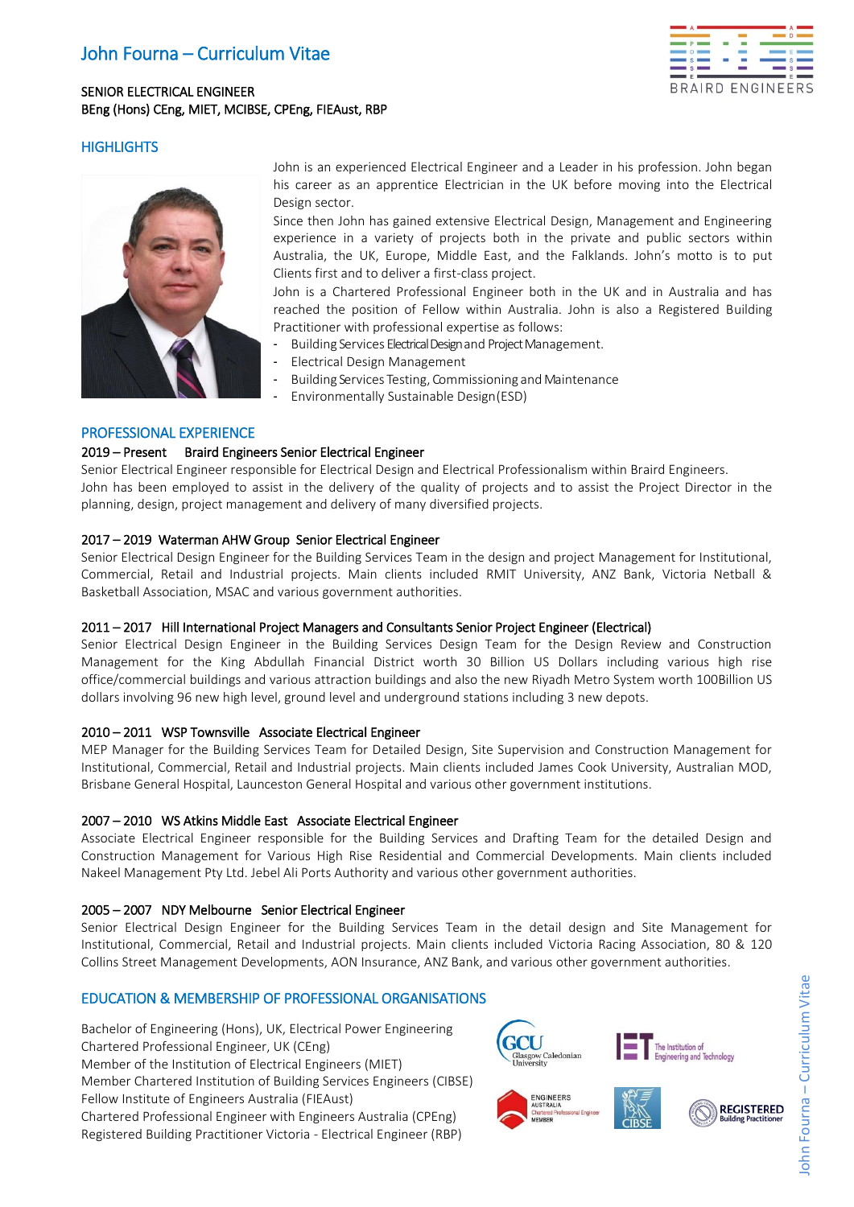# John Fourna – Curriculum Vitae

SENIOR ELECTRICAL ENGINEER
BEng (Hons) CEng, MIET, MCIBSE, CPEng, FIEAust, RBP

## HIGHLIGHTS

John is an experienced Electrical Engineer and a Leader in his profession. John began his career as an apprentice Electrician in the UK before moving into the Electrical Design sector.

Since then John has gained extensive Electrical Design, Management and Engineering experience in a variety of projects both in the private and public sectors within Australia, the UK, Europe, Middle East, and the Falklands. John's motto is to put Clients first and to deliver a first-class project.

John is a Chartered Professional Engineer both in the UK and in Australia and has reached the position of Fellow within Australia. John is also a Registered Building Practitioner with professional expertise as follows:

- Building Services Electrical Design and Project Management.
- Electrical Design Management
- Building Services Testing, Commissioning and Maintenance
- Environmentally Sustainable Design (ESD)

## PROFESSIONAL EXPERIENCE

**2019 – Present Braird Engineers Senior Electrical Engineer**

Senior Electrical Engineer responsible for Electrical Design and Electrical Professionalism within Braird Engineers. John has been employed to assist in the delivery of the quality of projects and to assist the Project Director in the planning, design, project management and delivery of many diversified projects.

**2017 – 2019 Waterman AHW Group Senior Electrical Engineer**

Senior Electrical Design Engineer for the Building Services Team in the design and project Management for Institutional, Commercial, Retail and Industrial projects. Main clients included RMIT University, ANZ Bank, Victoria Netball & Basketball Association, MSAC and various government authorities.

**2011 – 2017 Hill International Project Managers and Consultants Senior Project Engineer (Electrical)**

Senior Electrical Design Engineer in the Building Services Design Team for the Design Review and Construction Management for the King Abdullah Financial District worth 30 Billion US Dollars including various high rise office/commercial buildings and various attraction buildings and also the new Riyadh Metro System worth 100Billion US dollars involving 96 new high level, ground level and underground stations including 3 new depots.

**2010 – 2011 WSP Townsville Associate Electrical Engineer**

MEP Manager for the Building Services Team for Detailed Design, Site Supervision and Construction Management for Institutional, Commercial, Retail and Industrial projects. Main clients included James Cook University, Australian MOD, Brisbane General Hospital, Launceston General Hospital and various other government institutions.

**2007 – 2010 WS Atkins Middle East Associate Electrical Engineer**

Associate Electrical Engineer responsible for the Building Services and Drafting Team for the detailed Design and Construction Management for Various High Rise Residential and Commercial Developments. Main clients included Nakeel Management Pty Ltd. Jebel Ali Ports Authority and various other government authorities.

**2005 – 2007 NDY Melbourne Senior Electrical Engineer**

Senior Electrical Design Engineer for the Building Services Team in the detail design and Site Management for Institutional, Commercial, Retail and Industrial projects. Main clients included Victoria Racing Association, 80 & 120 Collins Street Management Developments, AON Insurance, ANZ Bank, and various other government authorities.

## EDUCATION & MEMBERSHIP OF PROFESSIONAL ORGANISATIONS

Bachelor of Engineering (Hons), UK, Electrical Power Engineering
Chartered Professional Engineer, UK (CEng)
Member of the Institution of Electrical Engineers (MIET)
Member Chartered Institution of Building Services Engineers (CIBSE)
Fellow Institute of Engineers Australia (FIEAust)
Chartered Professional Engineer with Engineers Australia (CPEng)
Registered Building Practitioner Victoria - Electrical Engineer (RBP)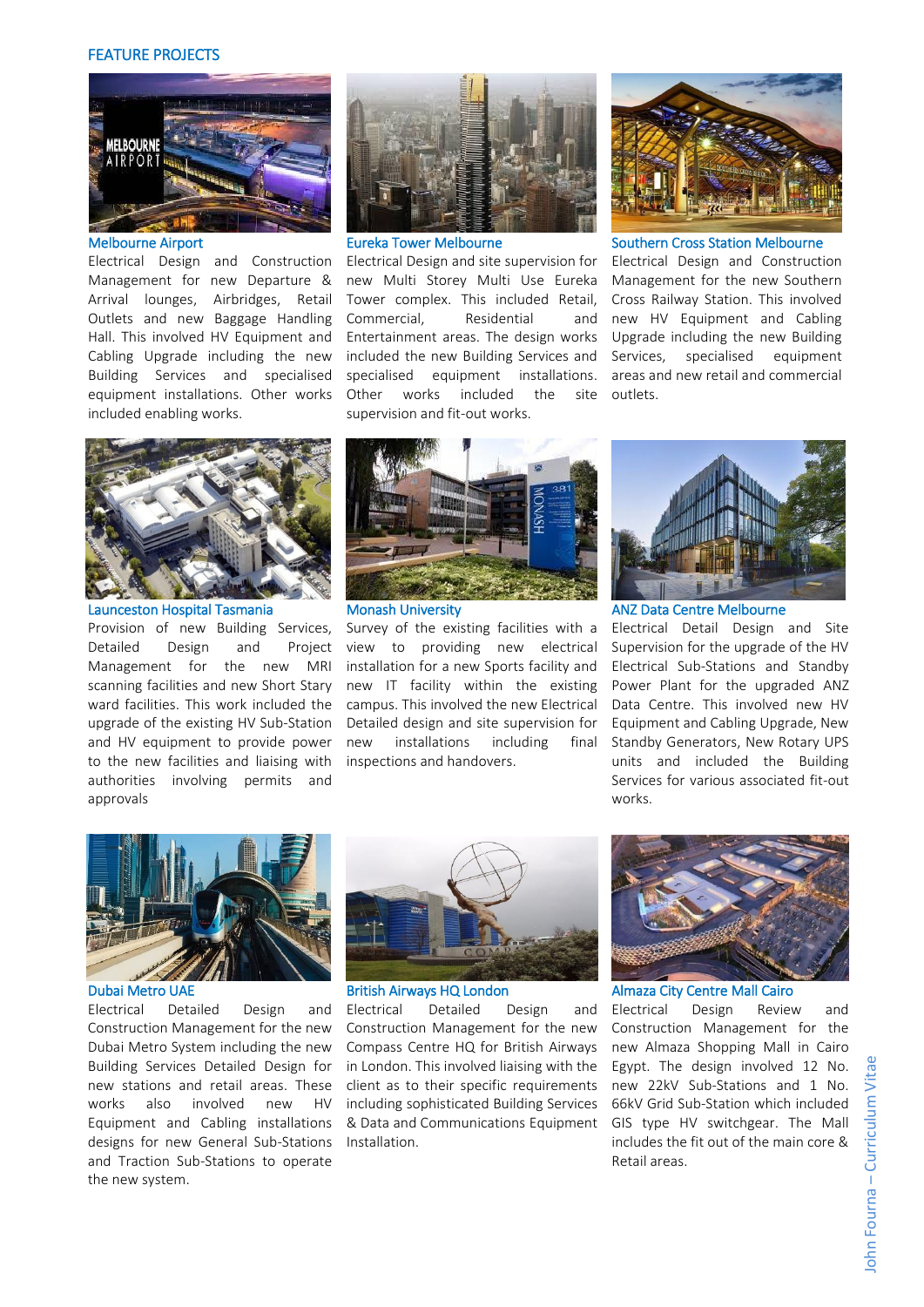## FEATURE PROJECTS

### Melbourne Airport

Electrical Design and Construction Management for new Departure & Arrival lounges, Airbridges, Retail Outlets and new Baggage Handling Hall. This involved HV Equipment and Cabling Upgrade including the new Building Services and specialised equipment installations. Other works included enabling works.

### Eureka Tower Melbourne

Electrical Design and site supervision for new Multi Storey Multi Use Eureka Tower complex. This included Retail, Commercial, Residential and Entertainment areas. The design works included the new Building Services and specialised equipment installations. Other works included the site supervision and fit-out works.

### Southern Cross Station Melbourne

Electrical Design and Construction Management for the new Southern Cross Railway Station. This involved new HV Equipment and Cabling Upgrade including the new Building Services, specialised equipment areas and new retail and commercial outlets.

### Launceston Hospital Tasmania

Provision of new Building Services, Detailed Design and Project Management for the new MRI scanning facilities and new Short Stary ward facilities. This work included the upgrade of the existing HV Sub-Station and HV equipment to provide power to the new facilities and liaising with authorities involving permits and approvals

### Monash University

Survey of the existing facilities with a view to providing new electrical installation for a new Sports facility and new IT facility within the existing campus. This involved the new Electrical Detailed design and site supervision for new installations including final inspections and handovers.

### ANZ Data Centre Melbourne

Electrical Detail Design and Site Supervision for the upgrade of the HV Electrical Sub-Stations and Standby Power Plant for the upgraded ANZ Data Centre. This involved new HV Equipment and Cabling Upgrade, New Standby Generators, New Rotary UPS units and included the Building Services for various associated fit-out works.

### Dubai Metro UAE

Electrical Detailed Design and Construction Management for the new Dubai Metro System including the new Building Services Detailed Design for new stations and retail areas. These works also involved new HV Equipment and Cabling installations designs for new General Sub-Stations and Traction Sub-Stations to operate the new system.

### British Airways HQ London

Electrical Detailed Design and Construction Management for the new Compass Centre HQ for British Airways in London. This involved liaising with the client as to their specific requirements including sophisticated Building Services & Data and Communications Equipment Installation.

### Almaza City Centre Mall Cairo

Electrical Design Review and Construction Management for the new Almaza Shopping Mall in Cairo Egypt. The design involved 12 No. new 22kV Sub-Stations and 1 No. 66kV Grid Sub-Station which included GIS type HV switchgear. The Mall includes the fit out of the main core & Retail areas.